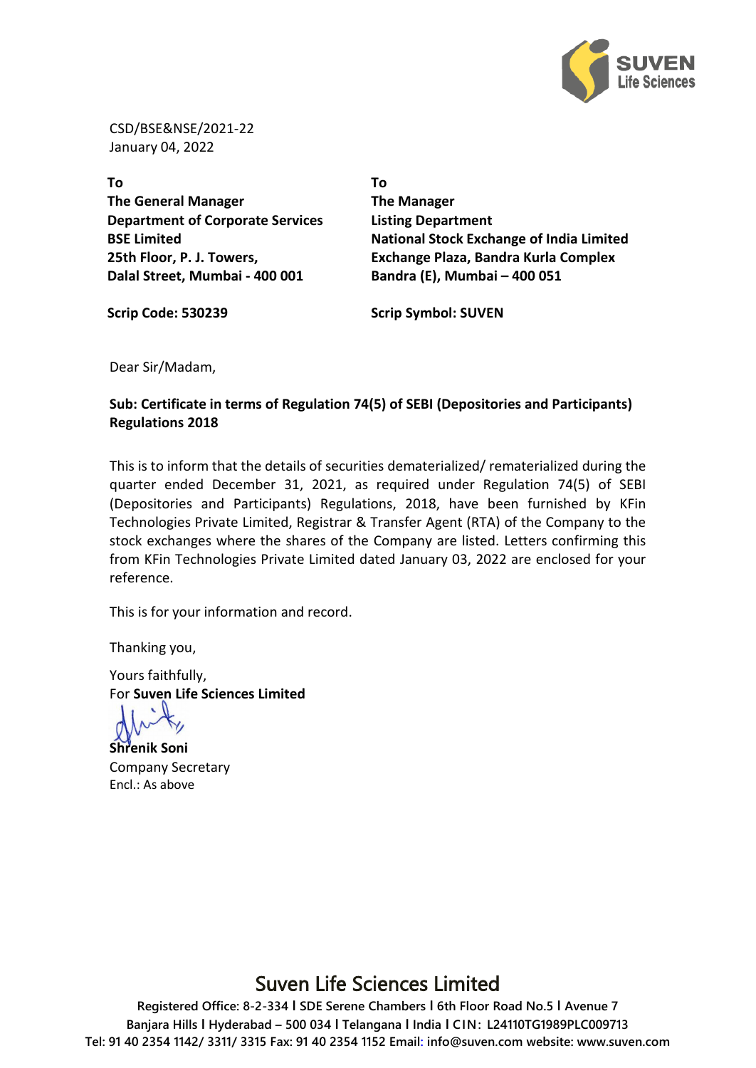CSD/BSE&NSE/2021-22
January 04, 2022

| To | To |
|---|---|
| **The General Manager** | **The Manager** |
| **Department of Corporate Services** | **Listing Department** |
| **BSE Limited** | **National Stock Exchange of India Limited** |
| **25th Floor, P. J. Towers,** | **Exchange Plaza, Bandra Kurla Complex** |
| **Dalal Street, Mumbai - 400 001** | **Bandra (E), Mumbai – 400 051** |
| **Scrip Code: 530239** | **Scrip Symbol: SUVEN** |

Dear Sir/Madam,

**Sub: Certificate in terms of Regulation 74(5) of SEBI (Depositories and Participants) Regulations 2018**

This is to inform that the details of securities dematerialized/ rematerialized during the quarter ended December 31, 2021, as required under Regulation 74(5) of SEBI (Depositories and Participants) Regulations, 2018, have been furnished by KFin Technologies Private Limited, Registrar & Transfer Agent (RTA) of the Company to the stock exchanges where the shares of the Company are listed. Letters confirming this from KFin Technologies Private Limited dated January 03, 2022 are enclosed for your reference.

This is for your information and record.

Thanking you,

Yours faithfully,
For **Suven Life Sciences Limited**

**Shrenik Soni**
Company Secretary
Encl.: As above

**Suven Life Sciences Limited**

Registered Office: 8-2-334 I SDE Serene Chambers I 6th Floor Road No.5 I Avenue 7
Banjara Hills I Hyderabad – 500 034 I Telangana I India I CIN: L24110TG1989PLC009713
Tel: 91 40 2354 1142/ 3311/ 3315 Fax: 91 40 2354 1152 Email: info@suven.com website: www.suven.com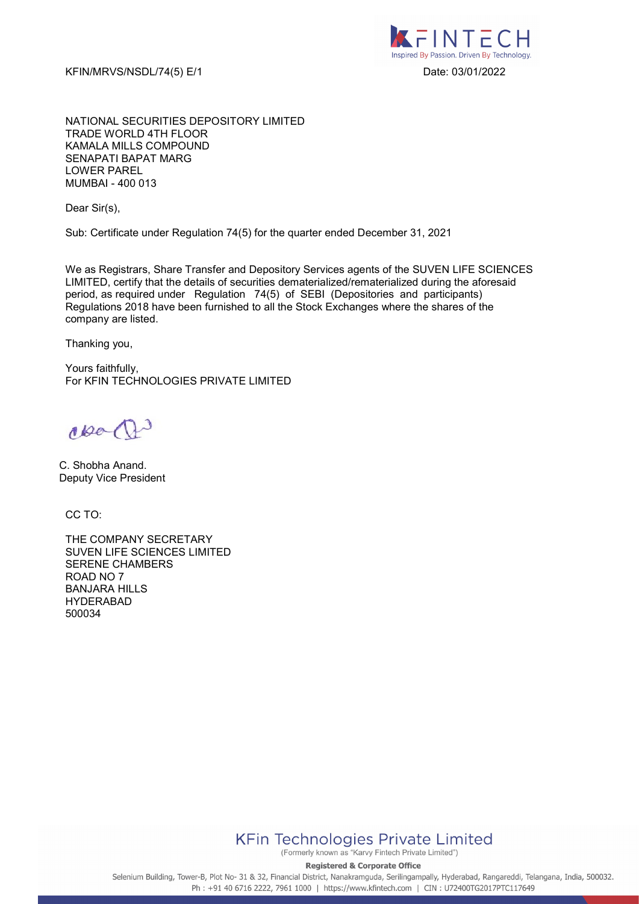KFIN/MRVS/NSDL/74(5) E/1

Date: 03/01/2022

NATIONAL SECURITIES DEPOSITORY LIMITED
TRADE WORLD 4TH FLOOR
KAMALA MILLS COMPOUND
SENAPATI BAPAT MARG
LOWER PAREL
MUMBAI - 400 013

Dear Sir(s),

Sub: Certificate under Regulation 74(5) for the quarter ended December 31, 2021

We as Registrars, Share Transfer and Depository Services agents of the SUVEN LIFE SCIENCES LIMITED, certify that the details of securities dematerialized/rematerialized during the aforesaid period, as required under Regulation 74(5) of SEBI (Depositories and participants) Regulations 2018 have been furnished to all the Stock Exchanges where the shares of the company are listed.

Thanking you,

Yours faithfully,
For KFIN TECHNOLOGIES PRIVATE LIMITED

C. Shobha Anand.
Deputy Vice President

CC TO:

THE COMPANY SECRETARY
SUVEN LIFE SCIENCES LIMITED
SERENE CHAMBERS
ROAD NO 7
BANJARA HILLS
HYDERABAD
500034

KFin Technologies Private Limited
(Formerly known as "Karvy Fintech Private Limited")

Registered & Corporate Office
Selenium Building, Tower-B, Plot No- 31 & 32, Financial District, Nanakramguda, Serilingampally, Hyderabad, Rangareddi, Telangana, India, 500032.
Ph : +91 40 6716 2222, 7961 1000 | https://www.kfintech.com | CIN : U72400TG2017PTC117649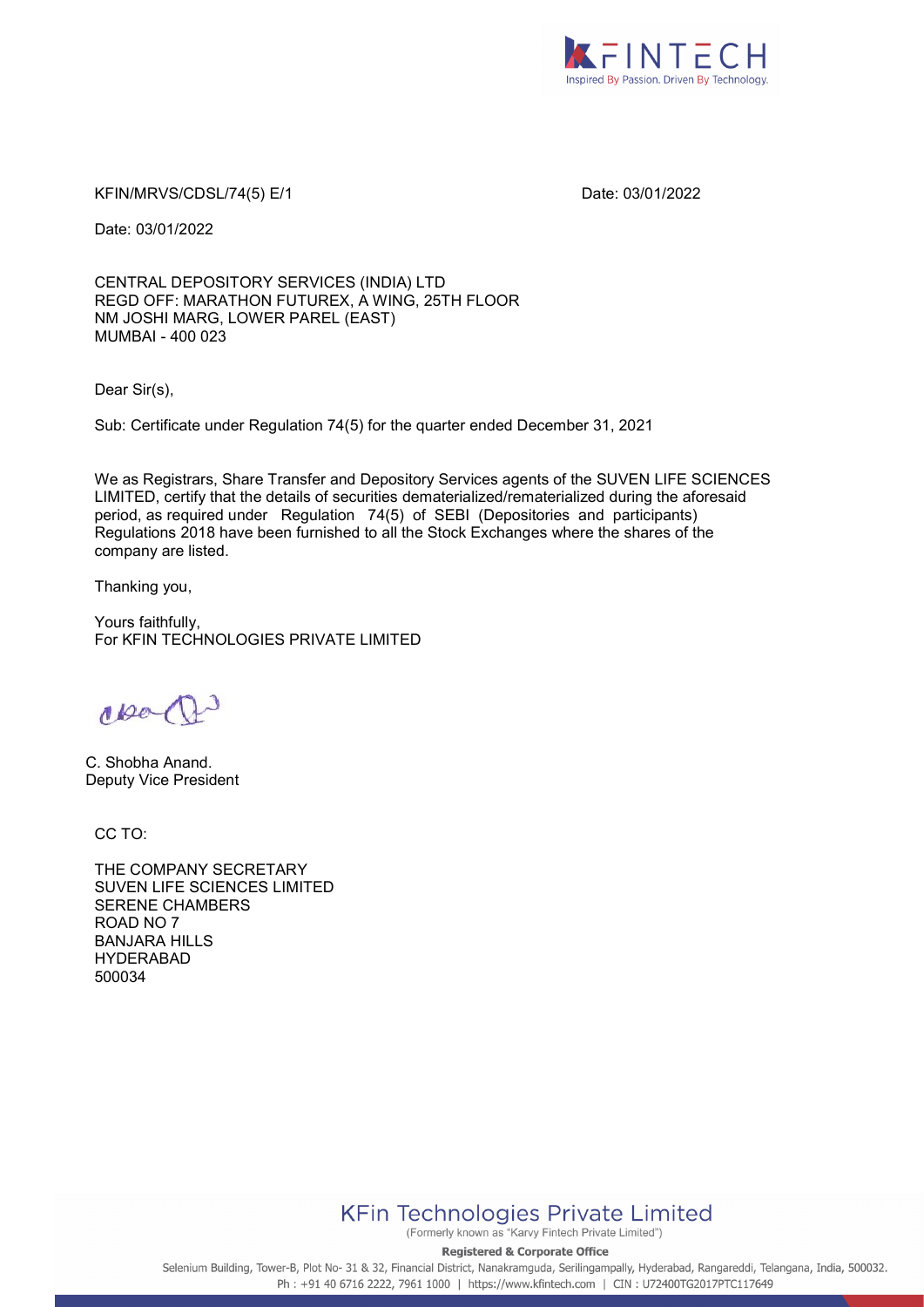KFIN/MRVS/CDSL/74(5) E/1

Date: 03/01/2022

Date: 03/01/2022

CENTRAL DEPOSITORY SERVICES (INDIA) LTD
REGD OFF: MARATHON FUTUREX, A WING, 25TH FLOOR
NM JOSHI MARG, LOWER PAREL (EAST)
MUMBAI - 400 023

Dear Sir(s),

Sub: Certificate under Regulation 74(5) for the quarter ended December 31, 2021

We as Registrars, Share Transfer and Depository Services agents of the SUVEN LIFE SCIENCES LIMITED, certify that the details of securities dematerialized/rematerialized during the aforesaid period, as required under Regulation 74(5) of SEBI (Depositories and participants) Regulations 2018 have been furnished to all the Stock Exchanges where the shares of the company are listed.

Thanking you,

Yours faithfully,
For KFIN TECHNOLOGIES PRIVATE LIMITED

C. Shobha Anand.
Deputy Vice President

CC TO:

THE COMPANY SECRETARY
SUVEN LIFE SCIENCES LIMITED
SERENE CHAMBERS
ROAD NO 7
BANJARA HILLS
HYDERABAD
500034

KFin Technologies Private Limited
(Formerly known as "Karvy Fintech Private Limited")
Registered & Corporate Office
Selenium Building, Tower-B, Plot No- 31 & 32, Financial District, Nanakramguda, Serilingampally, Hyderabad, Rangareddi, Telangana, India, 500032.
Ph : +91 40 6716 2222, 7961 1000 | https://www.kfintech.com | CIN : U72400TG2017PTC117649